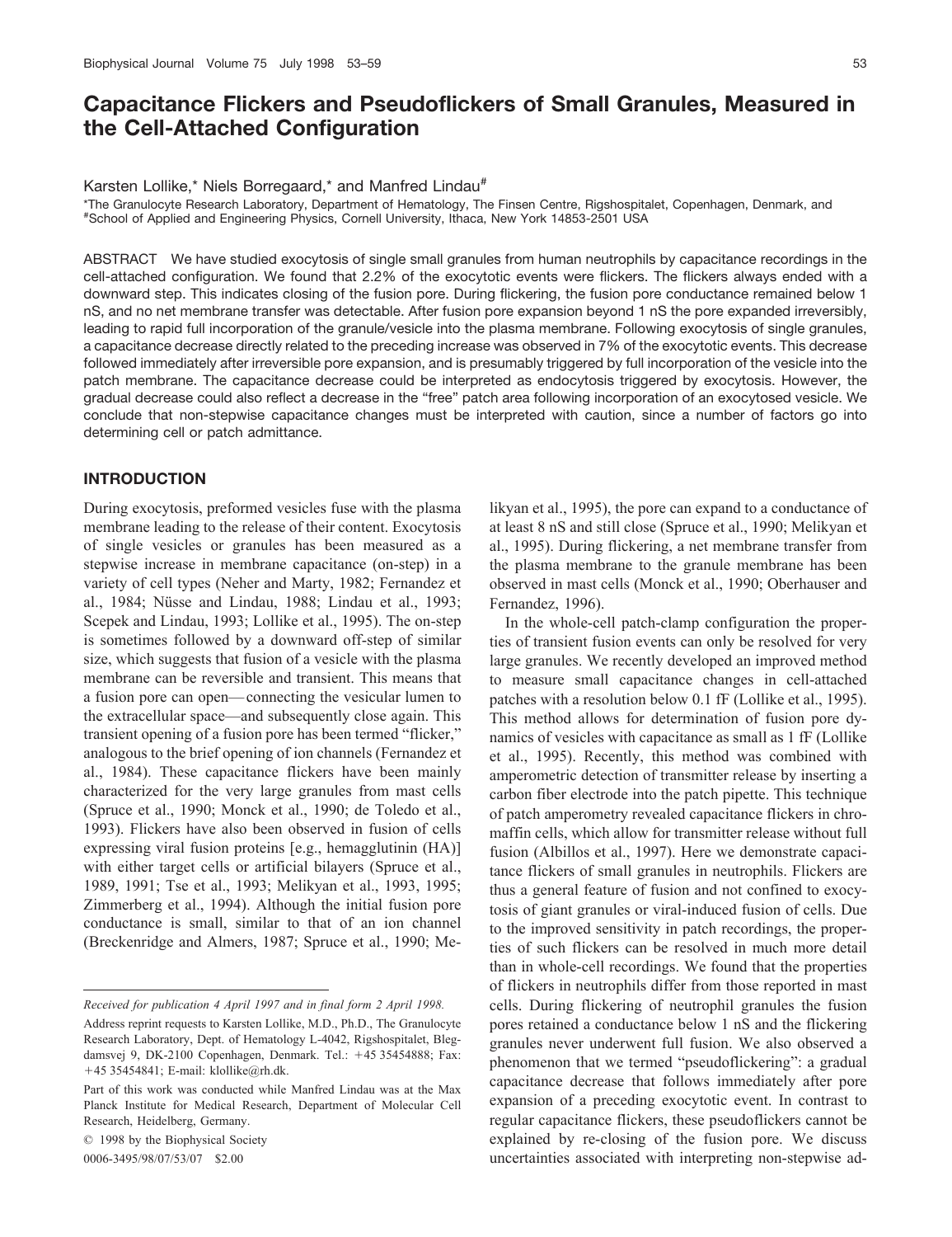# Capacitance Flickers and Pseudoflickers of Small Granules, Measured in the Cell-Attached Configuration

Karsten Lollike,* Niels Borregaard,* and Manfred Lindau[#]

*The Granulocyte Research Laboratory, Department of Hematology, The Finsen Centre, Rigshospitalet, Copenhagen, Denmark, and [#]School of Applied and Engineering Physics, Cornell University, Ithaca, New York 14853-2501 USA

ABSTRACT We have studied exocytosis of single small granules from human neutrophils by capacitance recordings in the cell-attached configuration. We found that 2.2% of the exocytotic events were flickers. The flickers always ended with a downward step. This indicates closing of the fusion pore. During flickering, the fusion pore conductance remained below 1 nS, and no net membrane transfer was detectable. After fusion pore expansion beyond 1 nS the pore expanded irreversibly, leading to rapid full incorporation of the granule/vesicle into the plasma membrane. Following exocytosis of single granules, a capacitance decrease directly related to the preceding increase was observed in 7% of the exocytotic events. This decrease followed immediately after irreversible pore expansion, and is presumably triggered by full incorporation of the vesicle into the patch membrane. The capacitance decrease could be interpreted as endocytosis triggered by exocytosis. However, the gradual decrease could also reflect a decrease in the "free" patch area following incorporation of an exocytosed vesicle. We conclude that non-stepwise capacitance changes must be interpreted with caution, since a number of factors go into determining cell or patch admittance.

## INTRODUCTION

During exocytosis, preformed vesicles fuse with the plasma membrane leading to the release of their content. Exocytosis of single vesicles or granules has been measured as a stepwise increase in membrane capacitance (on-step) in a variety of cell types (Neher and Marty, 1982; Fernandez et al., 1984; Nüsse and Lindau, 1988; Lindau et al., 1993; Scepek and Lindau, 1993; Lollike et al., 1995). The on-step is sometimes followed by a downward off-step of similar size, which suggests that fusion of a vesicle with the plasma membrane can be reversible and transient. This means that a fusion pore can open—connecting the vesicular lumen to the extracellular space—and subsequently close again. This transient opening of a fusion pore has been termed "flicker," analogous to the brief opening of ion channels (Fernandez et al., 1984). These capacitance flickers have been mainly characterized for the very large granules from mast cells (Spruce et al., 1990; Monck et al., 1990; de Toledo et al., 1993). Flickers have also been observed in fusion of cells expressing viral fusion proteins [e.g., hemagglutinin (HA)] with either target cells or artificial bilayers (Spruce et al., 1989, 1991; Tse et al., 1993; Melikyan et al., 1993, 1995; Zimmerberg et al., 1994). Although the initial fusion pore conductance is small, similar to that of an ion channel (Breckenridge and Almers, 1987; Spruce et al., 1990; Melikyan et al., 1995), the pore can expand to a conductance of at least 8 nS and still close (Spruce et al., 1990; Melikyan et al., 1995). During flickering, a net membrane transfer from the plasma membrane to the granule membrane has been observed in mast cells (Monck et al., 1990; Oberhauser and Fernandez, 1996).

In the whole-cell patch-clamp configuration the properties of transient fusion events can only be resolved for very large granules. We recently developed an improved method to measure small capacitance changes in cell-attached patches with a resolution below 0.1 fF (Lollike et al., 1995). This method allows for determination of fusion pore dynamics of vesicles with capacitance as small as 1 fF (Lollike et al., 1995). Recently, this method was combined with amperometric detection of transmitter release by inserting a carbon fiber electrode into the patch pipette. This technique of patch amperometry revealed capacitance flickers in chromaffin cells, which allow for transmitter release without full fusion (Albillos et al., 1997). Here we demonstrate capacitance flickers of small granules in neutrophils. Flickers are thus a general feature of fusion and not confined to exocytosis of giant granules or viral-induced fusion of cells. Due to the improved sensitivity in patch recordings, the properties of such flickers can be resolved in much more detail than in whole-cell recordings. We found that the properties of flickers in neutrophils differ from those reported in mast cells. During flickering of neutrophil granules the fusion pores retained a conductance below 1 nS and the flickering granules never underwent full fusion. We also observed a phenomenon that we termed "pseudoflickering": a gradual capacitance decrease that follows immediately after pore expansion of a preceding exocytotic event. In contrast to regular capacitance flickers, these pseudoflickers cannot be explained by re-closing of the fusion pore. We discuss uncertainties associated with interpreting non-stepwise ad-

*Received for publication 4 April 1997 and in final form 2 April 1998.*

Address reprint requests to Karsten Lollike, M.D., Ph.D., The Granulocyte Research Laboratory, Dept. of Hematology L-4042, Rigshospitalet, Blegdamsvej 9, DK-2100 Copenhagen, Denmark. Tel.: +45 35454888; Fax: +45 35454841; E-mail: klollike@rh.dk.

Part of this work was conducted while Manfred Lindau was at the Max Planck Institute for Medical Research, Department of Molecular Cell Research, Heidelberg, Germany.

© 1998 by the Biophysical Society

0006-3495/98/07/53/07 $2.00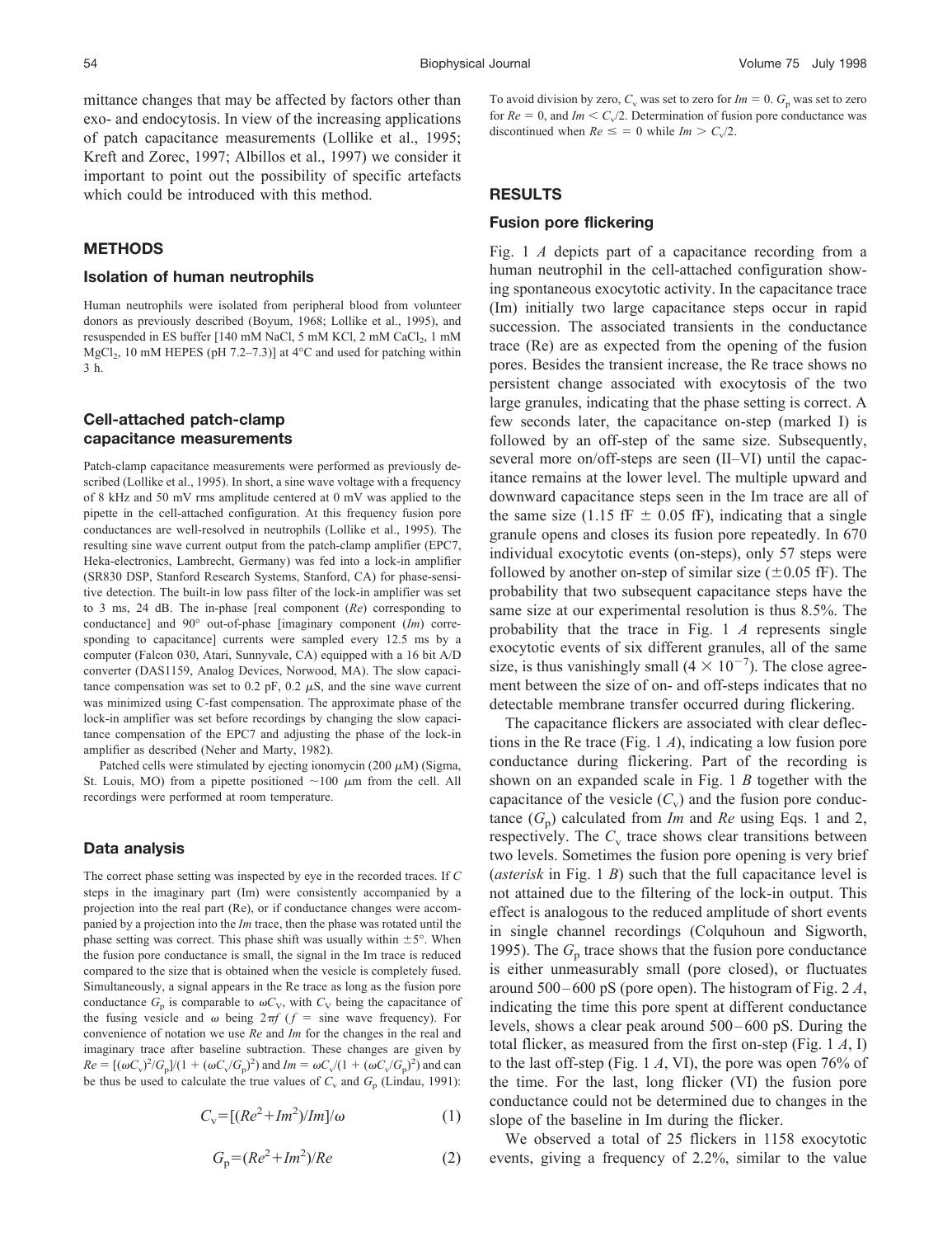mittance changes that may be affected by factors other than exo- and endocytosis. In view of the increasing applications of patch capacitance measurements (Lollike et al., 1995; Kreft and Zorec, 1997; Albillos et al., 1997) we consider it important to point out the possibility of specific artefacts which could be introduced with this method.

## METHODS

### Isolation of human neutrophils

Human neutrophils were isolated from peripheral blood from volunteer donors as previously described (Boyum, 1968; Lollike et al., 1995), and resuspended in ES buffer [140 mM NaCl, 5 mM KCl, 2 mM $CaCl_2$, 1 mM $MgCl_2$, 10 mM HEPES (pH 7.2–7.3)] at 4°C and used for patching within 3 h.

### Cell-attached patch-clamp capacitance measurements

Patch-clamp capacitance measurements were performed as previously described (Lollike et al., 1995). In short, a sine wave voltage with a frequency of 8 kHz and 50 mV rms amplitude centered at 0 mV was applied to the pipette in the cell-attached configuration. At this frequency fusion pore conductances are well-resolved in neutrophils (Lollike et al., 1995). The resulting sine wave current output from the patch-clamp amplifier (EPC7, Heka-electronics, Lambrecht, Germany) was fed into a lock-in amplifier (SR830 DSP, Stanford Research Systems, Stanford, CA) for phase-sensitive detection. The built-in low pass filter of the lock-in amplifier was set to 3 ms, 24 dB. The in-phase [real component (*Re*) corresponding to conductance] and 90° out-of-phase [imaginary component (*Im*) corresponding to capacitance] currents were sampled every 12.5 ms by a computer (Falcon 030, Atari, Sunnyvale, CA) equipped with a 16 bit A/D converter (DAS1159, Analog Devices, Norwood, MA). The slow capacitance compensation was set to 0.2 pF, 0.2 μS, and the sine wave current was minimized using C-fast compensation. The approximate phase of the lock-in amplifier was set before recordings by changing the slow capacitance compensation of the EPC7 and adjusting the phase of the lock-in amplifier as described (Neher and Marty, 1982).

Patched cells were stimulated by ejecting ionomycin (200 μM) (Sigma, St. Louis, MO) from a pipette positioned ~100 μm from the cell. All recordings were performed at room temperature.

### Data analysis

The correct phase setting was inspected by eye in the recorded traces. If $C$ steps in the imaginary part (Im) were consistently accompanied by a projection into the real part (Re), or if conductance changes were accompanied by a projection into the *Im* trace, then the phase was rotated until the phase setting was correct. This phase shift was usually within ±5°. When the fusion pore conductance is small, the signal in the Im trace is reduced compared to the size that is obtained when the vesicle is completely fused. Simultaneously, a signal appears in the Re trace as long as the fusion pore conductance $G_p$ is comparable to $\omega C_V$, with $C_V$ being the capacitance of the fusing vesicle and $\omega$ being $2\pi f$ ($f$ = sine wave frequency). For convenience of notation we use *Re* and *Im* for the changes in the real and imaginary trace after baseline subtraction. These changes are given by $Re = [(\omega C_v)^2/G_p]/(1 + (\omega C_v/G_p)^2)$ and $Im = \omega C_v/(1 + (\omega C_v/G_p)^2)$ and can be thus be used to calculate the true values of $C_v$ and $G_p$ (Lindau, 1991):

$$C_v = [(Re^2 + Im^2)/Im]/\omega \tag{1}$$

$$G_p = (Re^2 + Im^2)/Re \tag{2}$$

To avoid division by zero, $C_v$ was set to zero for $Im = 0$. $G_p$ was set to zero for $Re = 0$, and $Im < C_v/2$. Determination of fusion pore conductance was discontinued when $Re \leq = 0$ while $Im > C_v/2$.

## RESULTS

### Fusion pore flickering

Fig. 1 *A* depicts part of a capacitance recording from a human neutrophil in the cell-attached configuration showing spontaneous exocytotic activity. In the capacitance trace (Im) initially two large capacitance steps occur in rapid succession. The associated transients in the conductance trace (Re) are as expected from the opening of the fusion pores. Besides the transient increase, the Re trace shows no persistent change associated with exocytosis of the two large granules, indicating that the phase setting is correct. A few seconds later, the capacitance on-step (marked I) is followed by an off-step of the same size. Subsequently, several more on/off-steps are seen (II–VI) until the capacitance remains at the lower level. The multiple upward and downward capacitance steps seen in the Im trace are all of the same size (1.15 fF ± 0.05 fF), indicating that a single granule opens and closes its fusion pore repeatedly. In 670 individual exocytotic events (on-steps), only 57 steps were followed by another on-step of similar size (±0.05 fF). The probability that two subsequent capacitance steps have the same size at our experimental resolution is thus 8.5%. The probability that the trace in Fig. 1 *A* represents single exocytotic events of six different granules, all of the same size, is thus vanishingly small ($4 \times 10^{-7}$). The close agreement between the size of on- and off-steps indicates that no detectable membrane transfer occurred during flickering.

The capacitance flickers are associated with clear deflections in the Re trace (Fig. 1 *A*), indicating a low fusion pore conductance during flickering. Part of the recording is shown on an expanded scale in Fig. 1 *B* together with the capacitance of the vesicle ($C_v$) and the fusion pore conductance ($G_p$) calculated from *Im* and *Re* using Eqs. 1 and 2, respectively. The $C_v$ trace shows clear transitions between two levels. Sometimes the fusion pore opening is very brief (*asterisk* in Fig. 1 *B*) such that the full capacitance level is not attained due to the filtering of the lock-in output. This effect is analogous to the reduced amplitude of short events in single channel recordings (Colquhoun and Sigworth, 1995). The $G_p$ trace shows that the fusion pore conductance is either unmeasurably small (pore closed), or fluctuates around 500–600 pS (pore open). The histogram of Fig. 2 *A*, indicating the time this pore spent at different conductance levels, shows a clear peak around 500–600 pS. During the total flicker, as measured from the first on-step (Fig. 1 *A*, I) to the last off-step (Fig. 1 *A*, VI), the pore was open 76% of the time. For the last, long flicker (VI) the fusion pore conductance could not be determined due to changes in the slope of the baseline in Im during the flicker.

We observed a total of 25 flickers in 1158 exocytotic events, giving a frequency of 2.2%, similar to the value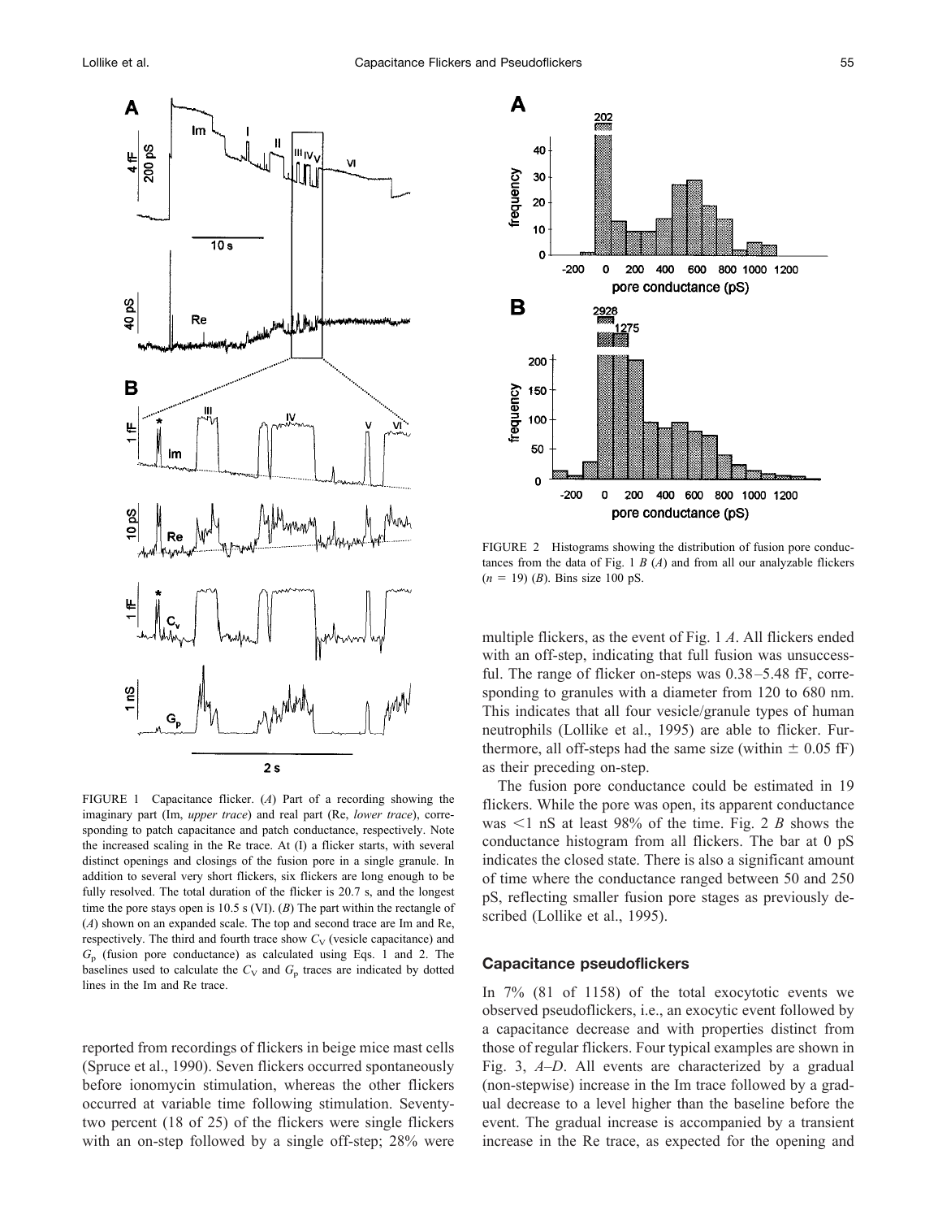FIGURE 1 Capacitance flicker. (*A*) Part of a recording showing the imaginary part (Im, *upper trace*) and real part (Re, *lower trace*), corresponding to patch capacitance and patch conductance, respectively. Note the increased scaling in the Re trace. At (I) a flicker starts, with several distinct openings and closings of the fusion pore in a single granule. In addition to several very short flickers, six flickers are long enough to be fully resolved. The total duration of the flicker is 20.7 s, and the longest time the pore stays open is 10.5 s (VI). (*B*) The part within the rectangle of (*A*) shown on an expanded scale. The top and second trace are Im and Re, respectively. The third and fourth trace show $C_V$ (vesicle capacitance) and $G_p$ (fusion pore conductance) as calculated using Eqs. 1 and 2. The baselines used to calculate the $C_V$ and $G_p$ traces are indicated by dotted lines in the Im and Re trace.

reported from recordings of flickers in beige mice mast cells (Spruce et al., 1990). Seven flickers occurred spontaneously before ionomycin stimulation, whereas the other flickers occurred at variable time following stimulation. Seventy-two percent (18 of 25) of the flickers were single flickers with an on-step followed by a single off-step; 28% were multiple flickers, as the event of Fig. 1 *A*. All flickers ended with an off-step, indicating that full fusion was unsuccessful. The range of flicker on-steps was 0.38–5.48 fF, corresponding to granules with a diameter from 120 to 680 nm. This indicates that all four vesicle/granule types of human neutrophils (Lollike et al., 1995) are able to flicker. Furthermore, all off-steps had the same size (within ± 0.05 fF) as their preceding on-step.

FIGURE 2 Histograms showing the distribution of fusion pore conductances from the data of Fig. 1 *B* (*A*) and from all our analyzable flickers ($n$ = 19) (*B*). Bins size 100 pS.

The fusion pore conductance could be estimated in 19 flickers. While the pore was open, its apparent conductance was <1 nS at least 98% of the time. Fig. 2 *B* shows the conductance histogram from all flickers. The bar at 0 pS indicates the closed state. There is also a significant amount of time where the conductance ranged between 50 and 250 pS, reflecting smaller fusion pore stages as previously described (Lollike et al., 1995).

### Capacitance pseudoflickers

In 7% (81 of 1158) of the total exocytotic events we observed pseudoflickers, i.e., an exocytic event followed by a capacitance decrease and with properties distinct from those of regular flickers. Four typical examples are shown in Fig. 3, *A–D*. All events are characterized by a gradual (non-stepwise) increase in the Im trace followed by a gradual decrease to a level higher than the baseline before the event. The gradual increase is accompanied by a transient increase in the Re trace, as expected for the opening and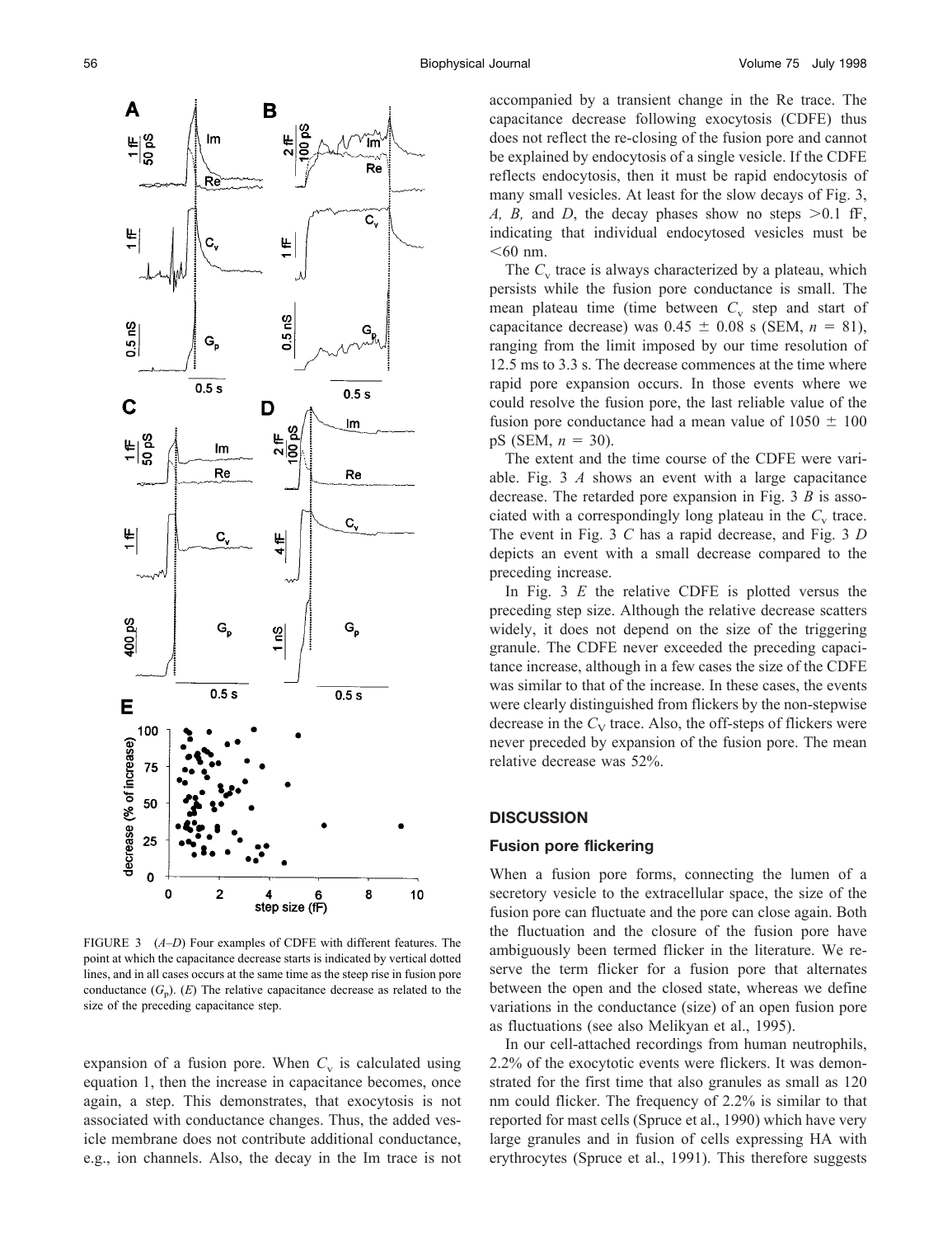FIGURE 3 (*A–D*) Four examples of CDFE with different features. The point at which the capacitance decrease starts is indicated by vertical dotted lines, and in all cases occurs at the same time as the steep rise in fusion pore conductance ($G_p$). (*E*) The relative capacitance decrease as related to the size of the preceding capacitance step.

expansion of a fusion pore. When $C_v$ is calculated using equation 1, then the increase in capacitance becomes, once again, a step. This demonstrates, that exocytosis is not associated with conductance changes. Thus, the added vesicle membrane does not contribute additional conductance, e.g., ion channels. Also, the decay in the Im trace is not accompanied by a transient change in the Re trace. The capacitance decrease following exocytosis (CDFE) thus does not reflect the re-closing of the fusion pore and cannot be explained by endocytosis of a single vesicle. If the CDFE reflects endocytosis, then it must be rapid endocytosis of many small vesicles. At least for the slow decays of Fig. 3, *A, B,* and *D*, the decay phases show no steps >0.1 fF, indicating that individual endocytosed vesicles must be <60 nm.

The $C_v$ trace is always characterized by a plateau, which persists while the fusion pore conductance is small. The mean plateau time (time between $C_v$ step and start of capacitance decrease) was 0.45 ± 0.08 s (SEM, $n$ = 81), ranging from the limit imposed by our time resolution of 12.5 ms to 3.3 s. The decrease commences at the time where rapid pore expansion occurs. In those events where we could resolve the fusion pore, the last reliable value of the fusion pore conductance had a mean value of 1050 ± 100 pS (SEM, $n$ = 30).

The extent and the time course of the CDFE were variable. Fig. 3 *A* shows an event with a large capacitance decrease. The retarded pore expansion in Fig. 3 *B* is associated with a correspondingly long plateau in the $C_v$ trace. The event in Fig. 3 *C* has a rapid decrease, and Fig. 3 *D* depicts an event with a small decrease compared to the preceding increase.

In Fig. 3 *E* the relative CDFE is plotted versus the preceding step size. Although the relative decrease scatters widely, it does not depend on the size of the triggering granule. The CDFE never exceeded the preceding capacitance increase, although in a few cases the size of the CDFE was similar to that of the increase. In these cases, the events were clearly distinguished from flickers by the non-stepwise decrease in the $C_V$ trace. Also, the off-steps of flickers were never preceded by expansion of the fusion pore. The mean relative decrease was 52%.

## DISCUSSION

### Fusion pore flickering

When a fusion pore forms, connecting the lumen of a secretory vesicle to the extracellular space, the size of the fusion pore can fluctuate and the pore can close again. Both the fluctuation and the closure of the fusion pore have ambiguously been termed flicker in the literature. We reserve the term flicker for a fusion pore that alternates between the open and the closed state, whereas we define variations in the conductance (size) of an open fusion pore as fluctuations (see also Melikyan et al., 1995).

In our cell-attached recordings from human neutrophils, 2.2% of the exocytotic events were flickers. It was demonstrated for the first time that also granules as small as 120 nm could flicker. The frequency of 2.2% is similar to that reported for mast cells (Spruce et al., 1990) which have very large granules and in fusion of cells expressing HA with erythrocytes (Spruce et al., 1991). This therefore suggests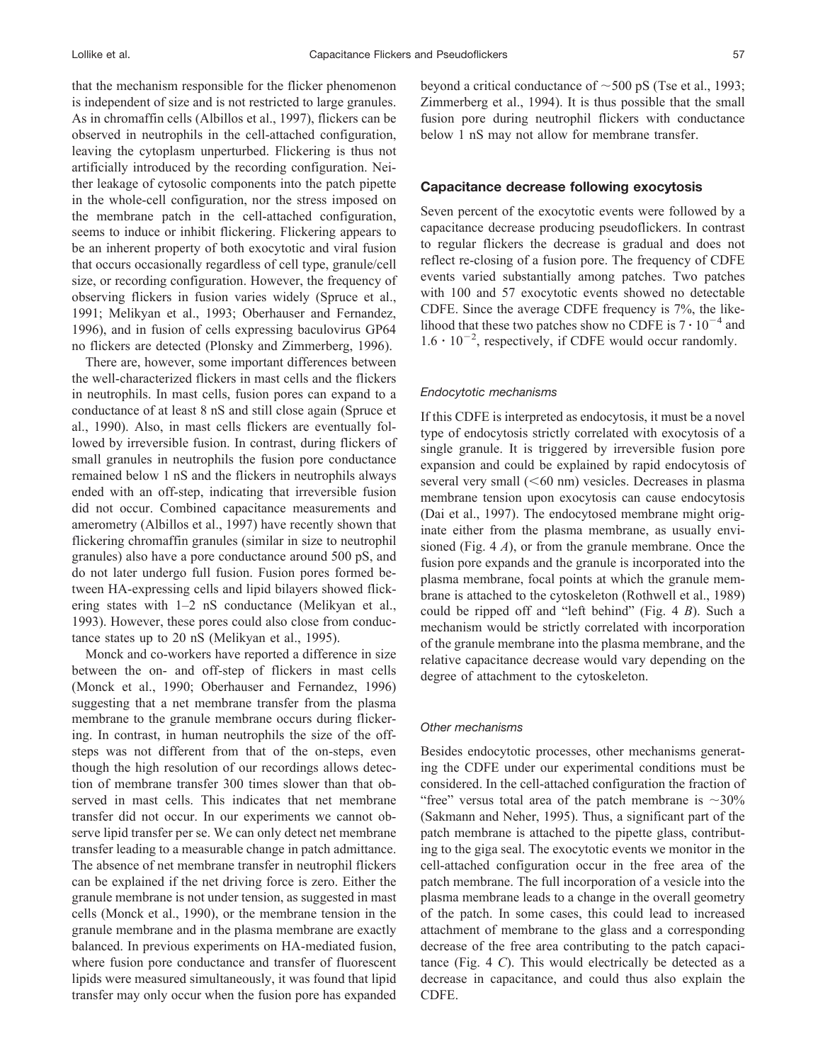that the mechanism responsible for the flicker phenomenon is independent of size and is not restricted to large granules. As in chromaffin cells (Albillos et al., 1997), flickers can be observed in neutrophils in the cell-attached configuration, leaving the cytoplasm unperturbed. Flickering is thus not artificially introduced by the recording configuration. Neither leakage of cytosolic components into the patch pipette in the whole-cell configuration, nor the stress imposed on the membrane patch in the cell-attached configuration, seems to induce or inhibit flickering. Flickering appears to be an inherent property of both exocytotic and viral fusion that occurs occasionally regardless of cell type, granule/cell size, or recording configuration. However, the frequency of observing flickers in fusion varies widely (Spruce et al., 1991; Melikyan et al., 1993; Oberhauser and Fernandez, 1996), and in fusion of cells expressing baculovirus GP64 no flickers are detected (Plonsky and Zimmerberg, 1996).

There are, however, some important differences between the well-characterized flickers in mast cells and the flickers in neutrophils. In mast cells, fusion pores can expand to a conductance of at least 8 nS and still close again (Spruce et al., 1990). Also, in mast cells flickers are eventually followed by irreversible fusion. In contrast, during flickers of small granules in neutrophils the fusion pore conductance remained below 1 nS and the flickers in neutrophils always ended with an off-step, indicating that irreversible fusion did not occur. Combined capacitance measurements and amerometry (Albillos et al., 1997) have recently shown that flickering chromaffin granules (similar in size to neutrophil granules) also have a pore conductance around 500 pS, and do not later undergo full fusion. Fusion pores formed between HA-expressing cells and lipid bilayers showed flickering states with 1–2 nS conductance (Melikyan et al., 1993). However, these pores could also close from conductance states up to 20 nS (Melikyan et al., 1995).

Monck and co-workers have reported a difference in size between the on- and off-step of flickers in mast cells (Monck et al., 1990; Oberhauser and Fernandez, 1996) suggesting that a net membrane transfer from the plasma membrane to the granule membrane occurs during flickering. In contrast, in human neutrophils the size of the off-steps was not different from that of the on-steps, even though the high resolution of our recordings allows detection of membrane transfer 300 times slower than that observed in mast cells. This indicates that net membrane transfer did not occur. In our experiments we cannot observe lipid transfer per se. We can only detect net membrane transfer leading to a measurable change in patch admittance. The absence of net membrane transfer in neutrophil flickers can be explained if the net driving force is zero. Either the granule membrane is not under tension, as suggested in mast cells (Monck et al., 1990), or the membrane tension in the granule membrane and in the plasma membrane are exactly balanced. In previous experiments on HA-mediated fusion, where fusion pore conductance and transfer of fluorescent lipids were measured simultaneously, it was found that lipid transfer may only occur when the fusion pore has expanded beyond a critical conductance of ~500 pS (Tse et al., 1993; Zimmerberg et al., 1994). It is thus possible that the small fusion pore during neutrophil flickers with conductance below 1 nS may not allow for membrane transfer.

## Capacitance decrease following exocytosis

Seven percent of the exocytotic events were followed by a capacitance decrease producing pseudoflickers. In contrast to regular flickers the decrease is gradual and does not reflect re-closing of a fusion pore. The frequency of CDFE events varied substantially among patches. Two patches with 100 and 57 exocytotic events showed no detectable CDFE. Since the average CDFE frequency is 7%, the likelihood that these two patches show no CDFE is $7 \cdot 10^{-4}$ and $1.6 \cdot 10^{-2}$, respectively, if CDFE would occur randomly.

### *Endocytotic mechanisms*

If this CDFE is interpreted as endocytosis, it must be a novel type of endocytosis strictly correlated with exocytosis of a single granule. It is triggered by irreversible fusion pore expansion and could be explained by rapid endocytosis of several very small (<60 nm) vesicles. Decreases in plasma membrane tension upon exocytosis can cause endocytosis (Dai et al., 1997). The endocytosed membrane might originate either from the plasma membrane, as usually envisioned (Fig. 4 *A*), or from the granule membrane. Once the fusion pore expands and the granule is incorporated into the plasma membrane, focal points at which the granule membrane is attached to the cytoskeleton (Rothwell et al., 1989) could be ripped off and "left behind" (Fig. 4 *B*). Such a mechanism would be strictly correlated with incorporation of the granule membrane into the plasma membrane, and the relative capacitance decrease would vary depending on the degree of attachment to the cytoskeleton.

### *Other mechanisms*

Besides endocytotic processes, other mechanisms generating the CDFE under our experimental conditions must be considered. In the cell-attached configuration the fraction of "free" versus total area of the patch membrane is ~30% (Sakmann and Neher, 1995). Thus, a significant part of the patch membrane is attached to the pipette glass, contributing to the giga seal. The exocytotic events we monitor in the cell-attached configuration occur in the free area of the patch membrane. The full incorporation of a vesicle into the plasma membrane leads to a change in the overall geometry of the patch. In some cases, this could lead to increased attachment of membrane to the glass and a corresponding decrease of the free area contributing to the patch capacitance (Fig. 4 *C*). This would electrically be detected as a decrease in capacitance, and could thus also explain the CDFE.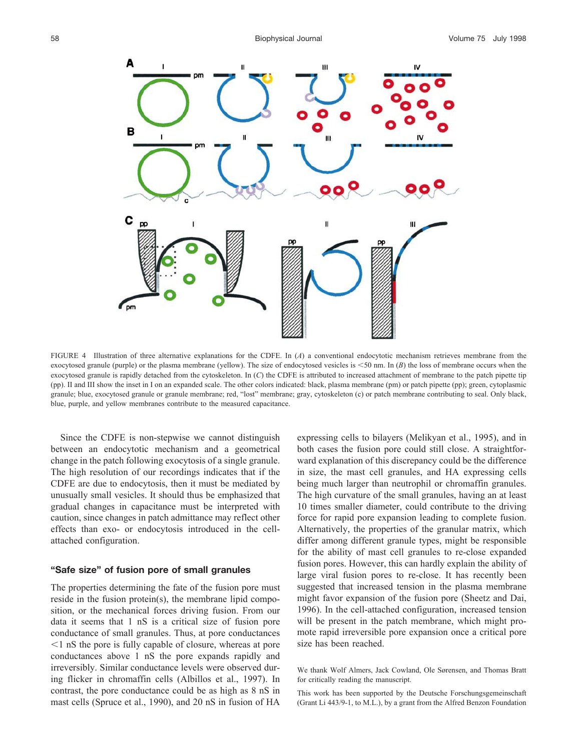FIGURE 4 Illustration of three alternative explanations for the CDFE. In (*A*) a conventional endocytotic mechanism retrieves membrane from the exocytosed granule (purple) or the plasma membrane (yellow). The size of endocytosed vesicles is <50 nm. In (*B*) the loss of membrane occurs when the exocytosed granule is rapidly detached from the cytoskeleton. In (*C*) the CDFE is attributed to increased attachment of membrane to the patch pipette tip (pp). II and III show the inset in I on an expanded scale. The other colors indicated: black, plasma membrane (pm) or patch pipette (pp); green, cytoplasmic granule; blue, exocytosed granule or granule membrane; red, "lost" membrane; gray, cytoskeleton (c) or patch membrane contributing to seal. Only black, blue, purple, and yellow membranes contribute to the measured capacitance.

Since the CDFE is non-stepwise we cannot distinguish between an endocytotic mechanism and a geometrical change in the patch following exocytosis of a single granule. The high resolution of our recordings indicates that if the CDFE are due to endocytosis, then it must be mediated by unusually small vesicles. It should thus be emphasized that gradual changes in capacitance must be interpreted with caution, since changes in patch admittance may reflect other effects than exo- or endocytosis introduced in the cell-attached configuration.

### "Safe size" of fusion pore of small granules

The properties determining the fate of the fusion pore must reside in the fusion protein(s), the membrane lipid composition, or the mechanical forces driving fusion. From our data it seems that 1 nS is a critical size of fusion pore conductance of small granules. Thus, at pore conductances <1 nS the pore is fully capable of closure, whereas at pore conductances above 1 nS the pore expands rapidly and irreversibly. Similar conductance levels were observed during flicker in chromaffin cells (Albillos et al., 1997). In contrast, the pore conductance could be as high as 8 nS in mast cells (Spruce et al., 1990), and 20 nS in fusion of HA expressing cells to bilayers (Melikyan et al., 1995), and in both cases the fusion pore could still close. A straightforward explanation of this discrepancy could be the difference in size, the mast cell granules, and HA expressing cells being much larger than neutrophil or chromaffin granules. The high curvature of the small granules, having an at least 10 times smaller diameter, could contribute to the driving force for rapid pore expansion leading to complete fusion. Alternatively, the properties of the granular matrix, which differ among different granule types, might be responsible for the ability of mast cell granules to re-close expanded fusion pores. However, this can hardly explain the ability of large viral fusion pores to re-close. It has recently been suggested that increased tension in the plasma membrane might favor expansion of the fusion pore (Sheetz and Dai, 1996). In the cell-attached configuration, increased tension will be present in the patch membrane, which might promote rapid irreversible pore expansion once a critical pore size has been reached.

We thank Wolf Almers, Jack Cowland, Ole Sørensen, and Thomas Bratt for critically reading the manuscript.

This work has been supported by the Deutsche Forschungsgemeinschaft (Grant Li 443/9-1, to M.L.), by a grant from the Alfred Benzon Foundation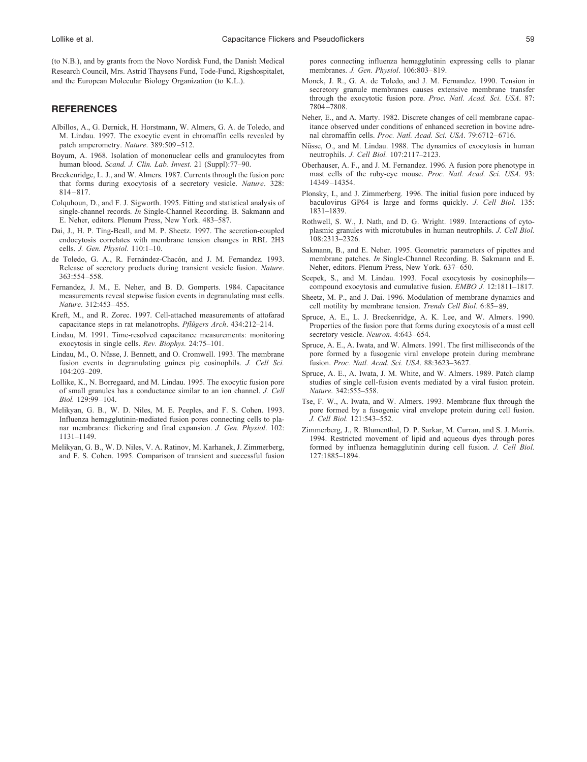(to N.B.), and by grants from the Novo Nordisk Fund, the Danish Medical Research Council, Mrs. Astrid Thaysens Fund, Tode-Fund, Rigshospitalet, and the European Molecular Biology Organization (to K.L.).

## REFERENCES

Albillos, A., G. Dernick, H. Horstmann, W. Almers, G. A. de Toledo, and M. Lindau. 1997. The exocytic event in chromaffin cells revealed by patch amperometry. *Nature*. 389:509–512.

Boyum, A. 1968. Isolation of mononuclear cells and granulocytes from human blood. *Scand. J. Clin. Lab. Invest.* 21 (Suppl):77–90.

Breckenridge, L. J., and W. Almers. 1987. Currents through the fusion pore that forms during exocytosis of a secretory vesicle. *Nature*. 328: 814–817.

Colquhoun, D., and F. J. Sigworth. 1995. Fitting and statistical analysis of single-channel records. *In* Single-Channel Recording. B. Sakmann and E. Neher, editors. Plenum Press, New York. 483–587.

Dai, J., H. P. Ting-Beall, and M. P. Sheetz. 1997. The secretion-coupled endocytosis correlates with membrane tension changes in RBL 2H3 cells. *J. Gen. Physiol*. 110:1–10.

de Toledo, G. A., R. Fernández-Chacón, and J. M. Fernandez. 1993. Release of secretory products during transient vesicle fusion. *Nature*. 363:554–558.

Fernandez, J. M., E. Neher, and B. D. Gomperts. 1984. Capacitance measurements reveal stepwise fusion events in degranulating mast cells. *Nature*. 312:453–455.

Kreft, M., and R. Zorec. 1997. Cell-attached measurements of attofarad capacitance steps in rat melanotrophs. *Pflügers Arch*. 434:212–214.

Lindau, M. 1991. Time-resolved capacitance measurements: monitoring exocytosis in single cells. *Rev. Biophys.* 24:75–101.

Lindau, M., O. Nüsse, J. Bennett, and O. Cromwell. 1993. The membrane fusion events in degranulating guinea pig eosinophils. *J. Cell Sci.* 104:203–209.

Lollike, K., N. Borregaard, and M. Lindau. 1995. The exocytic fusion pore of small granules has a conductance similar to an ion channel. *J. Cell Biol.* 129:99–104.

Melikyan, G. B., W. D. Niles, M. E. Peeples, and F. S. Cohen. 1993. Influenza hemagglutinin-mediated fusion pores connecting cells to planar membranes: flickering and final expansion. *J. Gen. Physiol*. 102: 1131–1149.

Melikyan, G. B., W. D. Niles, V. A. Ratinov, M. Karhanek, J. Zimmerberg, and F. S. Cohen. 1995. Comparison of transient and successful fusion pores connecting influenza hemagglutinin expressing cells to planar membranes. *J. Gen. Physiol*. 106:803–819.

Monck, J. R., G. A. de Toledo, and J. M. Fernandez. 1990. Tension in secretory granule membranes causes extensive membrane transfer through the exocytotic fusion pore. *Proc. Natl. Acad. Sci. USA*. 87: 7804–7808.

Neher, E., and A. Marty. 1982. Discrete changes of cell membrane capacitance observed under conditions of enhanced secretion in bovine adrenal chromaffin cells. *Proc. Natl. Acad. Sci. USA*. 79:6712–6716.

Nüsse, O., and M. Lindau. 1988. The dynamics of exocytosis in human neutrophils. *J. Cell Biol.* 107:2117–2123.

Oberhauser, A. F., and J. M. Fernandez. 1996. A fusion pore phenotype in mast cells of the ruby-eye mouse. *Proc. Natl. Acad. Sci. USA*. 93: 14349–14354.

Plonsky, I., and J. Zimmerberg. 1996. The initial fusion pore induced by baculovirus GP64 is large and forms quickly. *J. Cell Biol.* 135: 1831–1839.

Rothwell, S. W., J. Nath, and D. G. Wright. 1989. Interactions of cytoplasmic granules with microtubules in human neutrophils. *J. Cell Biol.* 108:2313–2326.

Sakmann, B., and E. Neher. 1995. Geometric parameters of pipettes and membrane patches. *In* Single-Channel Recording. B. Sakmann and E. Neher, editors. Plenum Press, New York. 637–650.

Scepek, S., and M. Lindau. 1993. Focal exocytosis by eosinophils—compound exocytosis and cumulative fusion. *EMBO J.* 12:1811–1817.

Sheetz, M. P., and J. Dai. 1996. Modulation of membrane dynamics and cell motility by membrane tension. *Trends Cell Biol.* 6:85–89.

Spruce, A. E., L. J. Breckenridge, A. K. Lee, and W. Almers. 1990. Properties of the fusion pore that forms during exocytosis of a mast cell secretory vesicle. *Neuron*. 4:643–654.

Spruce, A. E., A. Iwata, and W. Almers. 1991. The first milliseconds of the pore formed by a fusogenic viral envelope protein during membrane fusion. *Proc. Natl. Acad. Sci. USA*. 88:3623–3627.

Spruce, A. E., A. Iwata, J. M. White, and W. Almers. 1989. Patch clamp studies of single cell-fusion events mediated by a viral fusion protein. *Nature*. 342:555–558.

Tse, F. W., A. Iwata, and W. Almers. 1993. Membrane flux through the pore formed by a fusogenic viral envelope protein during cell fusion. *J. Cell Biol.* 121:543–552.

Zimmerberg, J., R. Blumenthal, D. P. Sarkar, M. Curran, and S. J. Morris. 1994. Restricted movement of lipid and aqueous dyes through pores formed by influenza hemagglutinin during cell fusion. *J. Cell Biol.* 127:1885–1894.